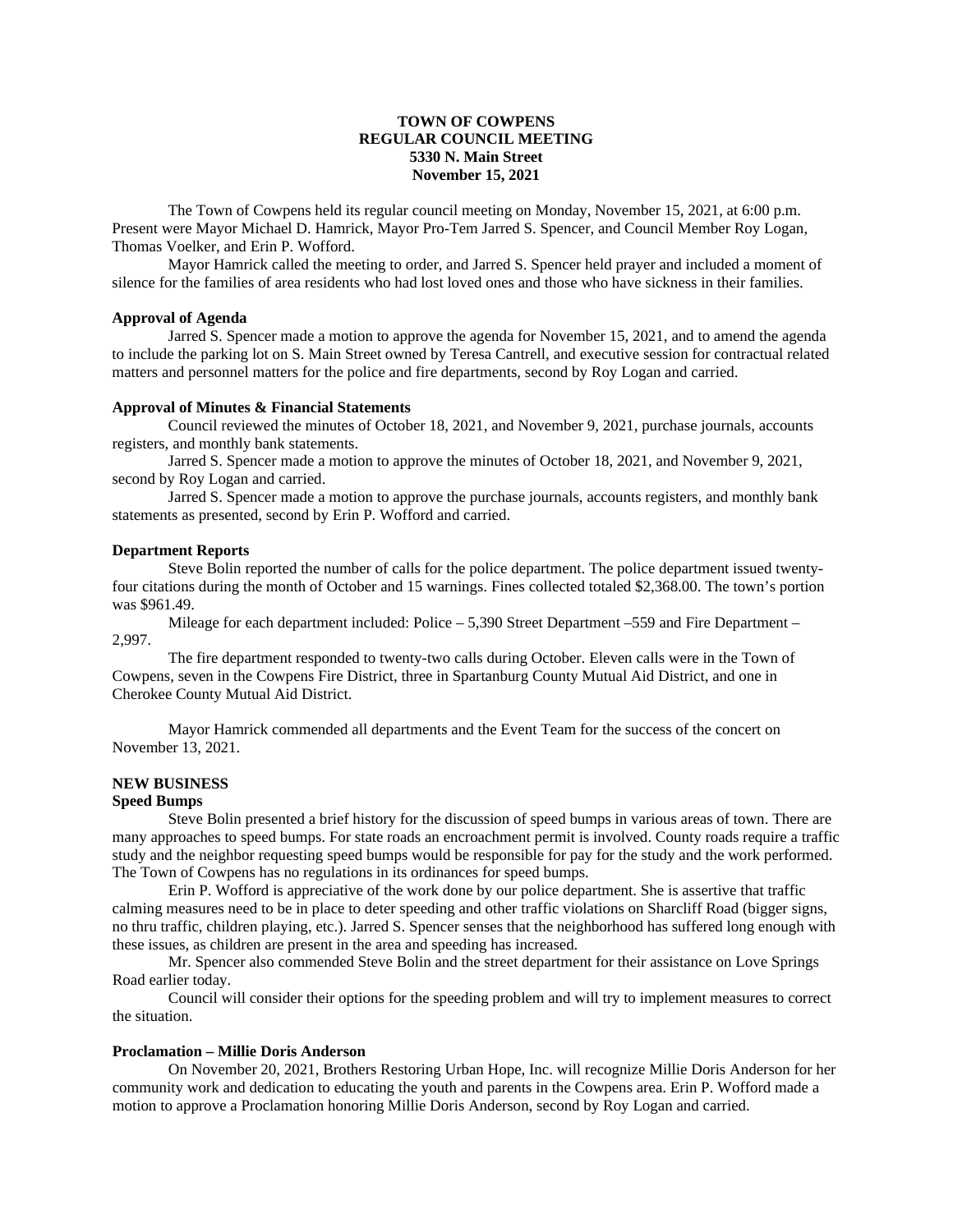**TOWN OF COWPENS**
**REGULAR COUNCIL MEETING**
**5330 N. Main Street**
**November 15, 2021**

The Town of Cowpens held its regular council meeting on Monday, November 15, 2021, at 6:00 p.m. Present were Mayor Michael D. Hamrick, Mayor Pro-Tem Jarred S. Spencer, and Council Member Roy Logan, Thomas Voelker, and Erin P. Wofford.

Mayor Hamrick called the meeting to order, and Jarred S. Spencer held prayer and included a moment of silence for the families of area residents who had lost loved ones and those who have sickness in their families.

**Approval of Agenda**

Jarred S. Spencer made a motion to approve the agenda for November 15, 2021, and to amend the agenda to include the parking lot on S. Main Street owned by Teresa Cantrell, and executive session for contractual related matters and personnel matters for the police and fire departments, second by Roy Logan and carried.

**Approval of Minutes & Financial Statements**

Council reviewed the minutes of October 18, 2021, and November 9, 2021, purchase journals, accounts registers, and monthly bank statements.

Jarred S. Spencer made a motion to approve the minutes of October 18, 2021, and November 9, 2021, second by Roy Logan and carried.

Jarred S. Spencer made a motion to approve the purchase journals, accounts registers, and monthly bank statements as presented, second by Erin P. Wofford and carried.

**Department Reports**

Steve Bolin reported the number of calls for the police department. The police department issued twenty-four citations during the month of October and 15 warnings. Fines collected totaled $2,368.00. The town's portion was $961.49.

Mileage for each department included: Police – 5,390 Street Department –559 and Fire Department – 2,997.

The fire department responded to twenty-two calls during October. Eleven calls were in the Town of Cowpens, seven in the Cowpens Fire District, three in Spartanburg County Mutual Aid District, and one in Cherokee County Mutual Aid District.

Mayor Hamrick commended all departments and the Event Team for the success of the concert on November 13, 2021.

**NEW BUSINESS**

**Speed Bumps**

Steve Bolin presented a brief history for the discussion of speed bumps in various areas of town. There are many approaches to speed bumps. For state roads an encroachment permit is involved. County roads require a traffic study and the neighbor requesting speed bumps would be responsible for pay for the study and the work performed. The Town of Cowpens has no regulations in its ordinances for speed bumps.

Erin P. Wofford is appreciative of the work done by our police department. She is assertive that traffic calming measures need to be in place to deter speeding and other traffic violations on Sharcliff Road (bigger signs, no thru traffic, children playing, etc.). Jarred S. Spencer senses that the neighborhood has suffered long enough with these issues, as children are present in the area and speeding has increased.

Mr. Spencer also commended Steve Bolin and the street department for their assistance on Love Springs Road earlier today.

Council will consider their options for the speeding problem and will try to implement measures to correct the situation.

**Proclamation – Millie Doris Anderson**

On November 20, 2021, Brothers Restoring Urban Hope, Inc. will recognize Millie Doris Anderson for her community work and dedication to educating the youth and parents in the Cowpens area. Erin P. Wofford made a motion to approve a Proclamation honoring Millie Doris Anderson, second by Roy Logan and carried.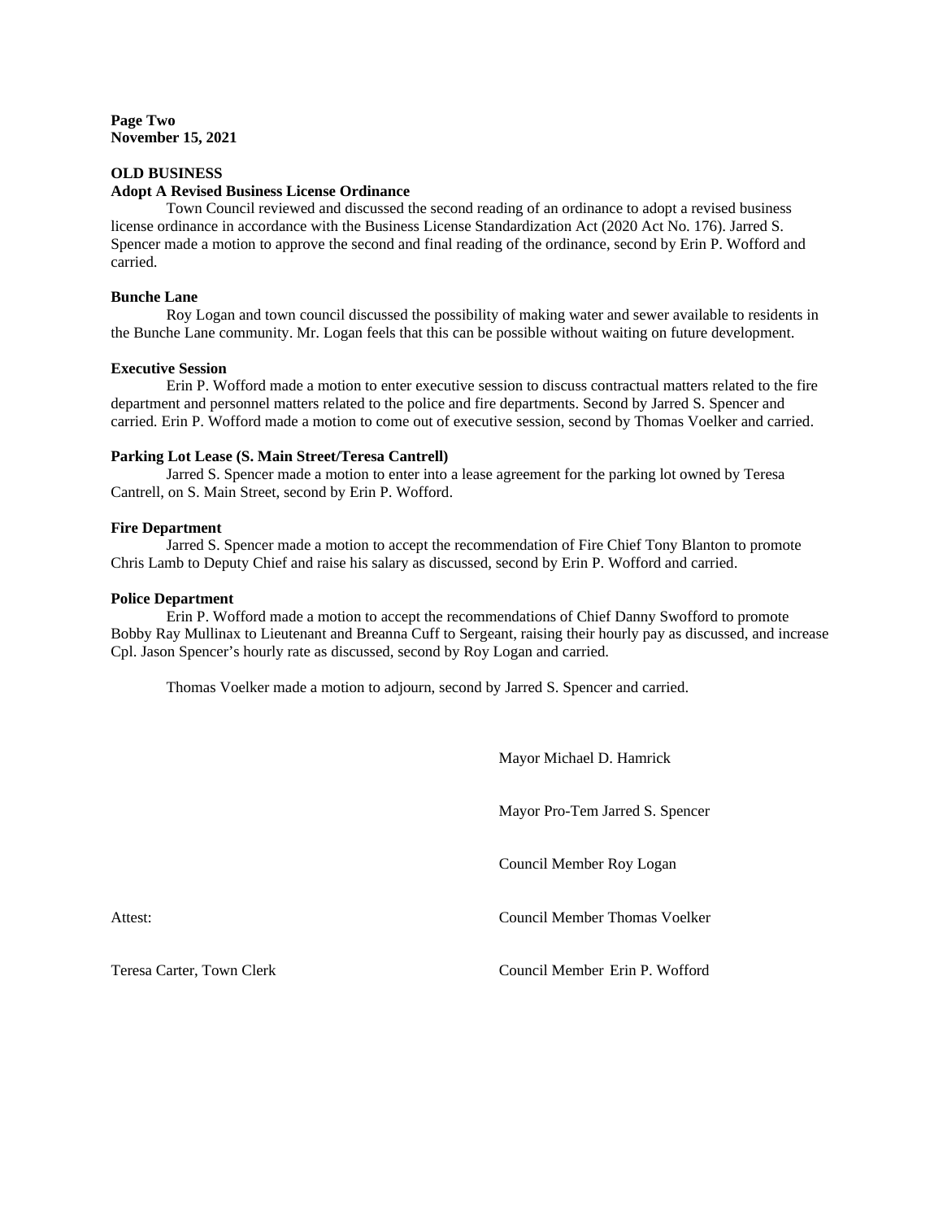**Page Two**
**November 15, 2021**

**OLD BUSINESS**

**Adopt A Revised Business License Ordinance**

Town Council reviewed and discussed the second reading of an ordinance to adopt a revised business license ordinance in accordance with the Business License Standardization Act (2020 Act No. 176). Jarred S. Spencer made a motion to approve the second and final reading of the ordinance, second by Erin P. Wofford and carried.

**Bunche Lane**

Roy Logan and town council discussed the possibility of making water and sewer available to residents in the Bunche Lane community. Mr. Logan feels that this can be possible without waiting on future development.

**Executive Session**

Erin P. Wofford made a motion to enter executive session to discuss contractual matters related to the fire department and personnel matters related to the police and fire departments. Second by Jarred S. Spencer and carried. Erin P. Wofford made a motion to come out of executive session, second by Thomas Voelker and carried.

**Parking Lot Lease (S. Main Street/Teresa Cantrell)**

Jarred S. Spencer made a motion to enter into a lease agreement for the parking lot owned by Teresa Cantrell, on S. Main Street, second by Erin P. Wofford.

**Fire Department**

Jarred S. Spencer made a motion to accept the recommendation of Fire Chief Tony Blanton to promote Chris Lamb to Deputy Chief and raise his salary as discussed, second by Erin P. Wofford and carried.

**Police Department**

Erin P. Wofford made a motion to accept the recommendations of Chief Danny Swofford to promote Bobby Ray Mullinax to Lieutenant and Breanna Cuff to Sergeant, raising their hourly pay as discussed, and increase Cpl. Jason Spencer's hourly rate as discussed, second by Roy Logan and carried.

Thomas Voelker made a motion to adjourn, second by Jarred S. Spencer and carried.

Mayor Michael D. Hamrick

Mayor Pro-Tem Jarred S. Spencer

Council Member Roy Logan

Attest:

Council Member Thomas Voelker

Teresa Carter, Town Clerk

Council Member Erin P. Wofford